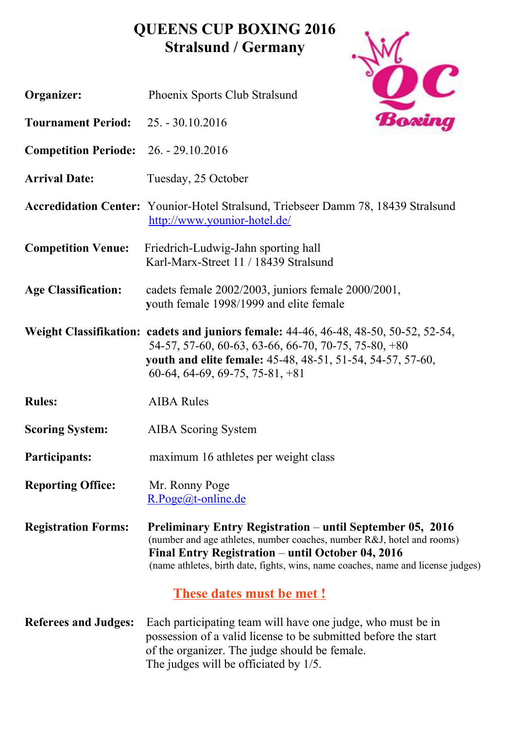# QUEENS CUP BOXING 2016
## Stralsund / Germany

**Organizer:** Phoenix Sports Club Stralsund

**Tournament Period:** 25. - 30.10.2016

**Competition Periode:** 26. - 29.10.2016

**Arrival Date:** Tuesday, 25 October

**Accredidation Center:** Younior-Hotel Stralsund, Triebseer Damm 78, 18439 Stralsund
http://www.younior-hotel.de/

**Competition Venue:** Friedrich-Ludwig-Jahn sporting hall
Karl-Marx-Street 11 / 18439 Stralsund

**Age Classification:** cadets female 2002/2003, juniors female 2000/2001, youth female 1998/1999 and elite female

**Weight Classifikation:** **cadets and juniors female:** 44-46, 46-48, 48-50, 50-52, 52-54, 54-57, 57-60, 60-63, 63-66, 66-70, 70-75, 75-80, +80
**youth and elite female:** 45-48, 48-51, 51-54, 54-57, 57-60, 60-64, 64-69, 69-75, 75-81, +81

**Rules:** AIBA Rules

**Scoring System:** AIBA Scoring System

**Participants:** maximum 16 athletes per weight class

**Reporting Office:** Mr. Ronny Poge
R.Poge@t-online.de

**Registration Forms:** **Preliminary Entry Registration – until September 05, 2016**
(number and age athletes, number coaches, number R&J, hotel and rooms)
**Final Entry Registration – until October 04, 2016**
(name athletes, birth date, fights, wins, name coaches, name and license judges)

**These dates must be met !**

**Referees and Judges:** Each participating team will have one judge, who must be in possession of a valid license to be submitted before the start of the organizer. The judge should be female.
The judges will be officiated by 1/5.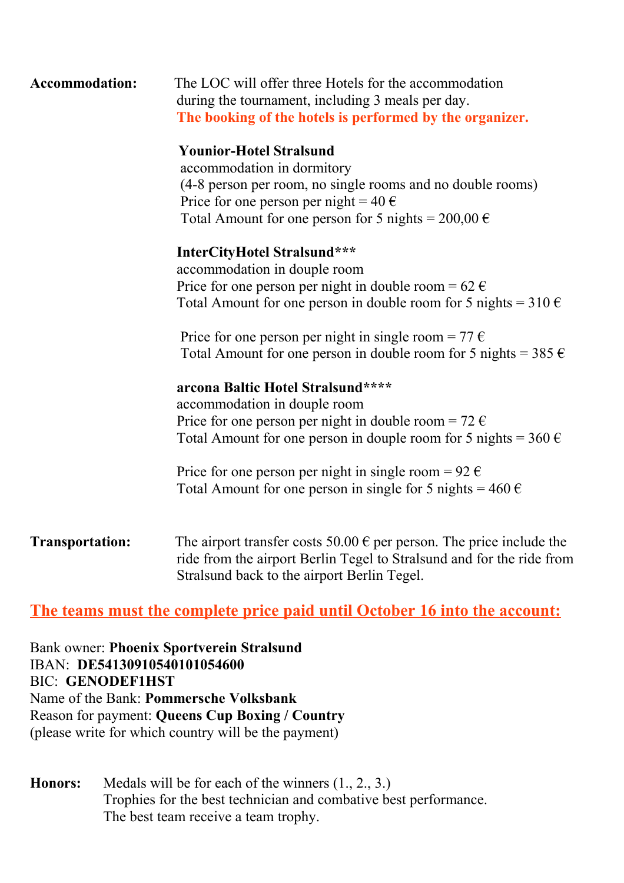**Accommodation:** The LOC will offer three Hotels for the accommodation during the tournament, including 3 meals per day.
**The booking of the hotels is performed by the organizer.**

**Younior-Hotel Stralsund**
accommodation in dormitory
(4-8 person per room, no single rooms and no double rooms)
Price for one person per night = 40 €
Total Amount for one person for 5 nights = 200,00 €

**InterCityHotel Stralsund*****
accommodation in douple room
Price for one person per night in double room = 62 €
Total Amount for one person in double room for 5 nights = 310 €

Price for one person per night in single room = 77 €
Total Amount for one person in double room for 5 nights = 385 €

**arcona Baltic Hotel Stralsund******
accommodation in douple room
Price for one person per night in double room = 72 €
Total Amount for one person in douple room for 5 nights = 360 €

Price for one person per night in single room = 92 €
Total Amount for one person in single for 5 nights = 460 €

**Transportation:** The airport transfer costs 50.00 € per person. The price include the ride from the airport Berlin Tegel to Stralsund and for the ride from Stralsund back to the airport Berlin Tegel.

**The teams must the complete price paid until October 16 into the account:**

Bank owner: **Phoenix Sportverein Stralsund**
IBAN: **DE54130910540101054600**
BIC: **GENODEF1HST**
Name of the Bank: **Pommersche Volksbank**
Reason for payment: **Queens Cup Boxing / Country**
(please write for which country will be the payment)

**Honors:** Medals will be for each of the winners (1., 2., 3.)
Trophies for the best technician and combative best performance.
The best team receive a team trophy.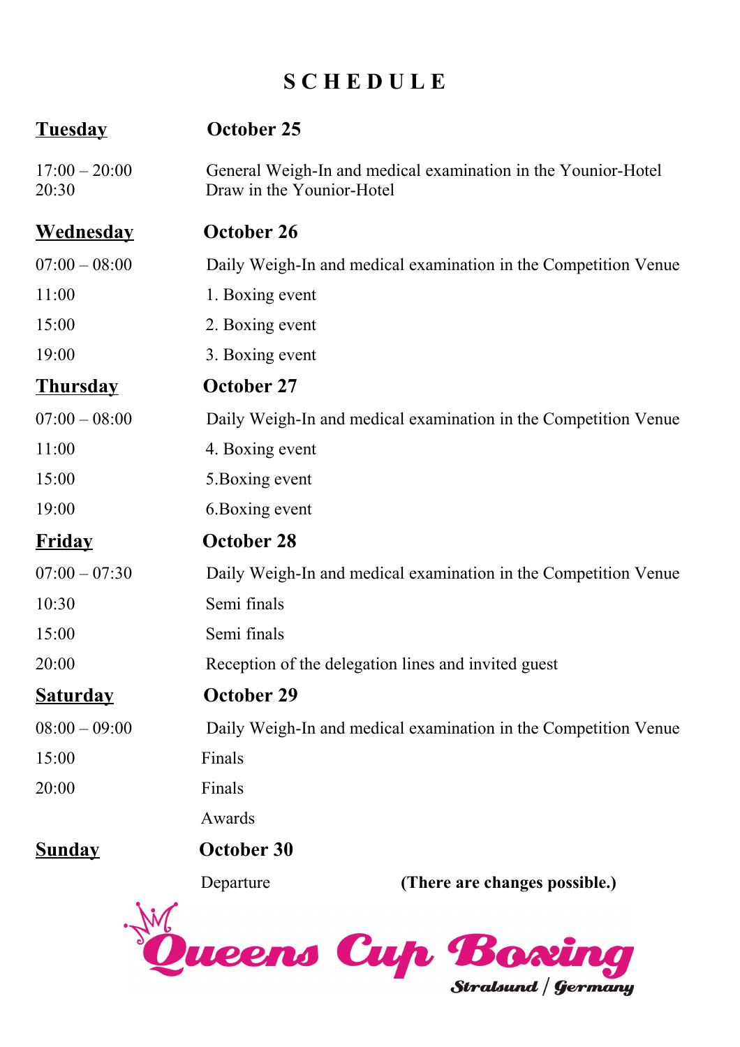# SCHEDULE

| | |
|---|---|
| **Tuesday** | **October 25** |
| 17:00 – 20:00 | General Weigh-In and medical examination in the Younior-Hotel |
| 20:30 | Draw in the Younior-Hotel |
| **Wednesday** | **October 26** |
| 07:00 – 08:00 | Daily Weigh-In and medical examination in the Competition Venue |
| 11:00 | 1. Boxing event |
| 15:00 | 2. Boxing event |
| 19:00 | 3. Boxing event |
| **Thursday** | **October 27** |
| 07:00 – 08:00 | Daily Weigh-In and medical examination in the Competition Venue |
| 11:00 | 4. Boxing event |
| 15:00 | 5.Boxing event |
| 19:00 | 6.Boxing event |
| **Friday** | **October 28** |
| 07:00 – 07:30 | Daily Weigh-In and medical examination in the Competition Venue |
| 10:30 | Semi finals |
| 15:00 | Semi finals |
| 20:00 | Reception of the delegation lines and invited guest |
| **Saturday** | **October 29** |
| 08:00 – 09:00 | Daily Weigh-In and medical examination in the Competition Venue |
| 15:00 | Finals |
| 20:00 | Finals |
| | Awards |
| **Sunday** | **October 30** |
| | Departure |

**(There are changes possible.)**

Queens Cup Boxing
Stralsund / Germany